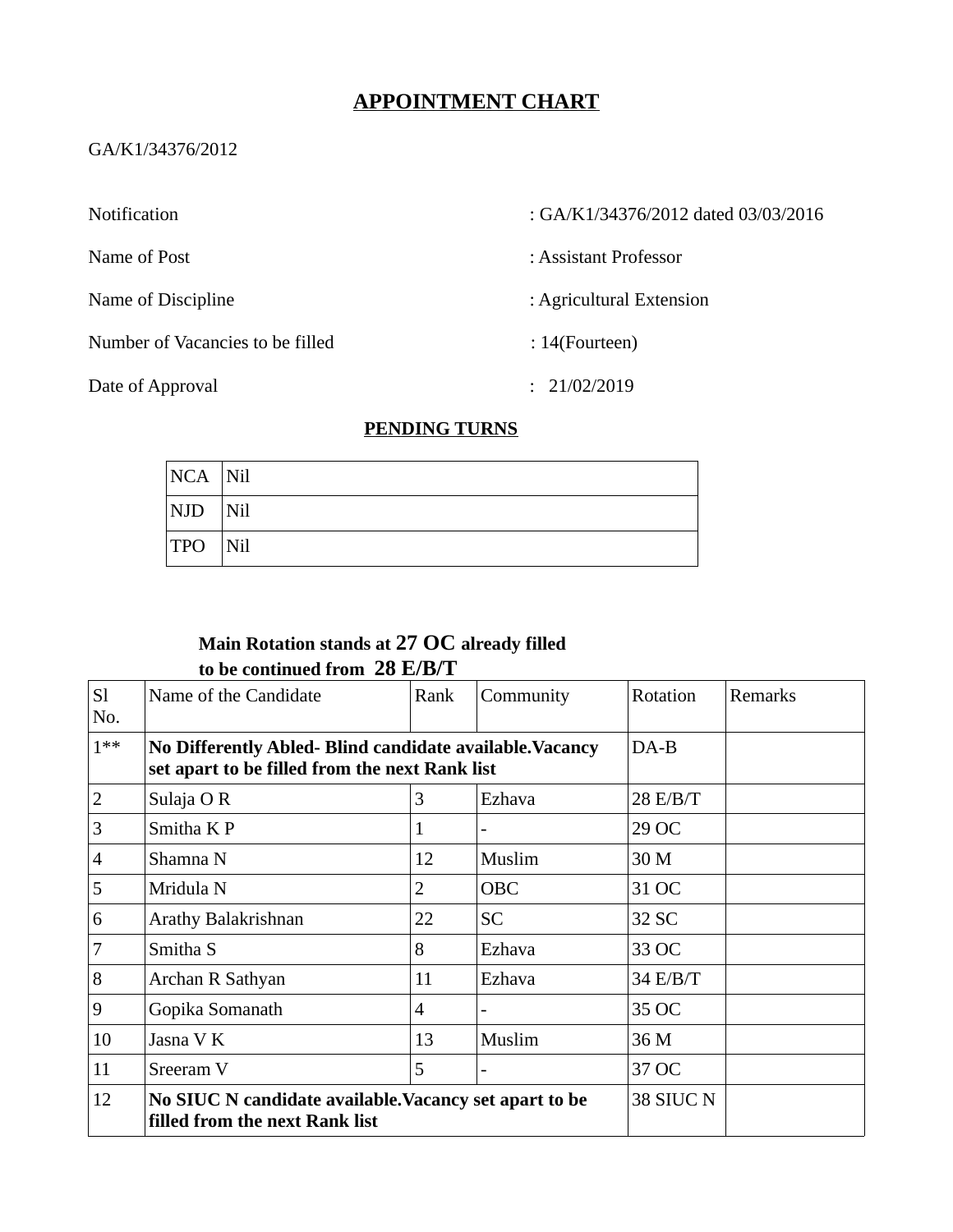# APPOINTMENT CHART

GA/K1/34376/2012

Notification : GA/K1/34376/2012 dated 03/03/2016

Name of Post : Assistant Professor

Name of Discipline : Agricultural Extension

Number of Vacancies to be filled : 14(Fourteen)

Date of Approval : 21/02/2019

## PENDING TURNS

| NCA | Nil |
|---|---|
| NJD | Nil |
| TPO | Nil |

**Main Rotation stands at 27 OC already filled**
**to be continued from 28 E/B/T**

| Sl No. | Name of the Candidate | Rank | Community | Rotation | Remarks |
|---|---|---|---|---|---|
| 1** | **No Differently Abled- Blind candidate available.Vacancy set apart to be filled from the next Rank list** | | | DA-B | |
| 2 | Sulaja O R | 3 | Ezhava | 28 E/B/T | |
| 3 | Smitha K P | 1 | - | 29 OC | |
| 4 | Shamna N | 12 | Muslim | 30 M | |
| 5 | Mridula N | 2 | OBC | 31 OC | |
| 6 | Arathy Balakrishnan | 22 | SC | 32 SC | |
| 7 | Smitha S | 8 | Ezhava | 33 OC | |
| 8 | Archan R Sathyan | 11 | Ezhava | 34 E/B/T | |
| 9 | Gopika Somanath | 4 | - | 35 OC | |
| 10 | Jasna V K | 13 | Muslim | 36 M | |
| 11 | Sreeram V | 5 | - | 37 OC | |
| 12 | **No SIUC N candidate available.Vacancy set apart to be filled from the next Rank list** | | | 38 SIUC N | |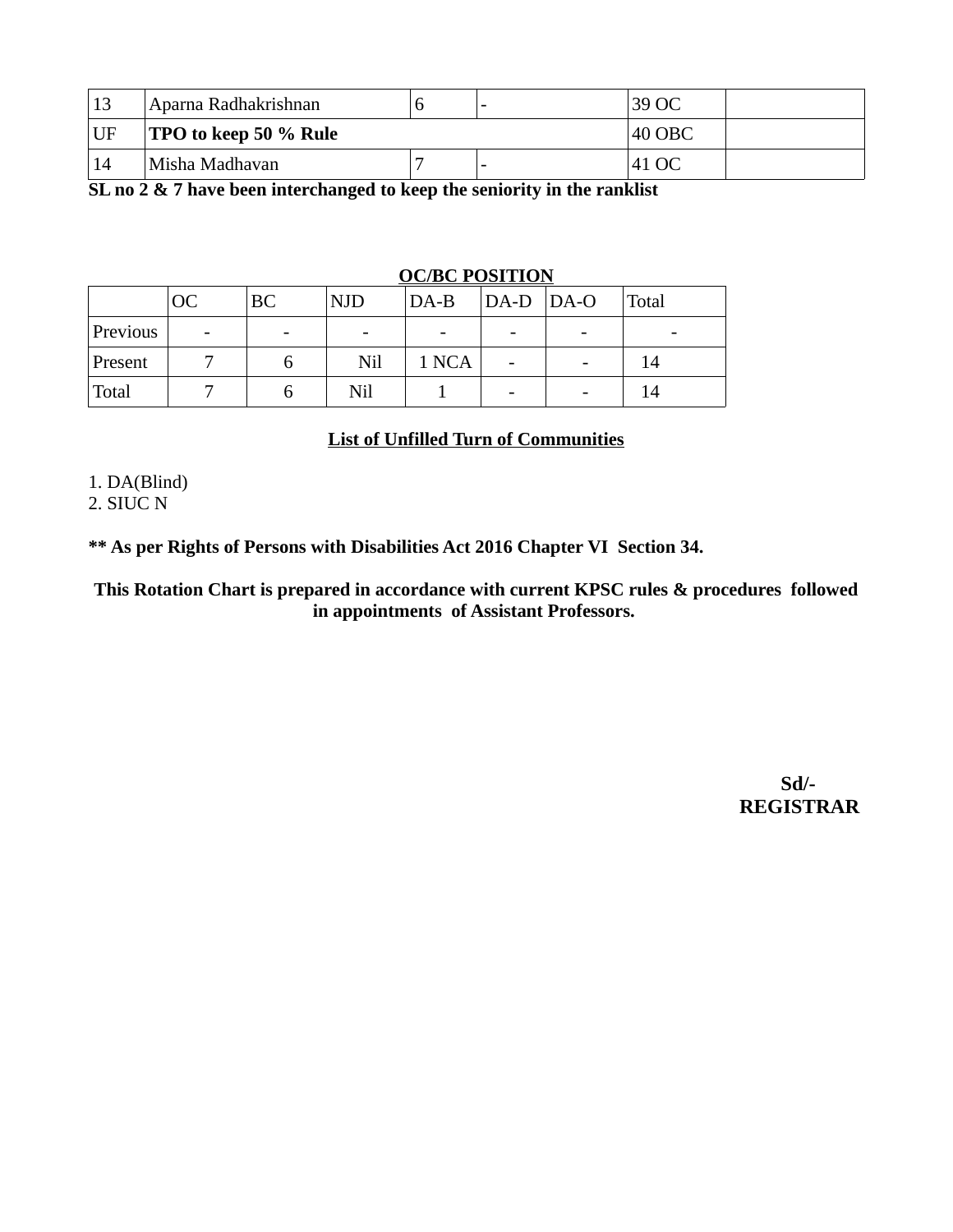| | | | | | |
|---|---|---|---|---|---|
| 13 | Aparna Radhakrishnan | 6 | - | 39 OC | |
| UF | **TPO to keep 50 % Rule** | | | 40 OBC | |
| 14 | Misha Madhavan | 7 | - | 41 OC | |

**SL no 2 & 7 have been interchanged to keep the seniority in the ranklist**

**OC/BC POSITION**

| | OC | BC | NJD | DA-B | DA-D | DA-O | Total |
|---|---|---|---|---|---|---|---|
| Previous | - | - | - | - | - | - | - |
| Present | 7 | 6 | Nil | 1 NCA | - | - | 14 |
| Total | 7 | 6 | Nil | 1 | - | - | 14 |

**List of Unfilled Turn of Communities**

1. DA(Blind)
2. SIUC N

**** As per Rights of Persons with Disabilities Act 2016 Chapter VI Section 34.**

**This Rotation Chart is prepared in accordance with current KPSC rules & procedures followed in appointments of Assistant Professors.**

**Sd/-**
**REGISTRAR**